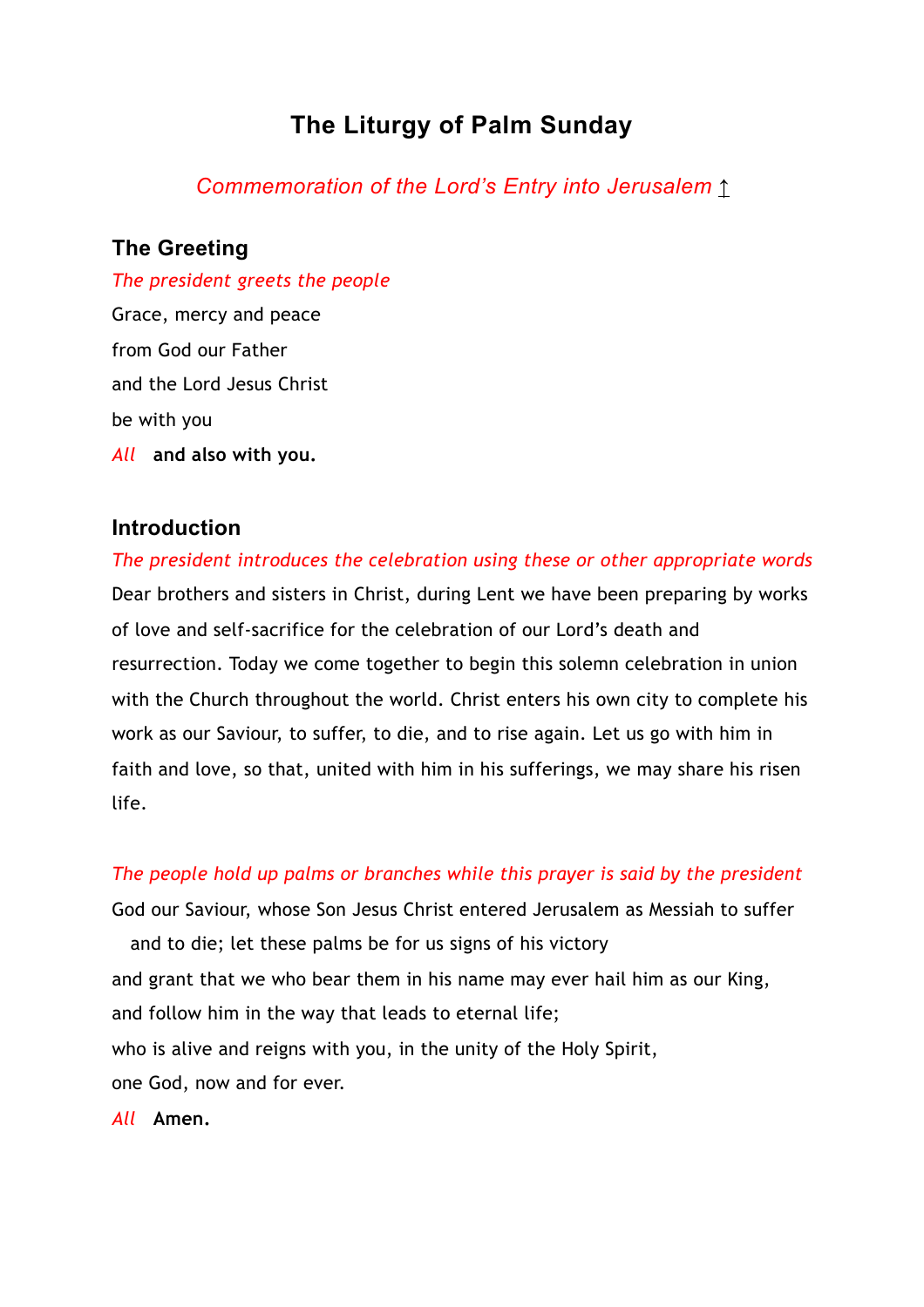# The Liturgy of Palm Sunday

*Commemoration of the Lord's Entry into Jerusalem* ↥

## The Greeting

*The president greets the people*

Grace, mercy and peace
from God our Father
and the Lord Jesus Christ
be with you

*All* **and also with you.**

## Introduction

*The president introduces the celebration using these or other appropriate words*

Dear brothers and sisters in Christ, during Lent we have been preparing by works of love and self-sacrifice for the celebration of our Lord's death and resurrection. Today we come together to begin this solemn celebration in union with the Church throughout the world. Christ enters his own city to complete his work as our Saviour, to suffer, to die, and to rise again. Let us go with him in faith and love, so that, united with him in his sufferings, we may share his risen life.

*The people hold up palms or branches while this prayer is said by the president*

God our Saviour, whose Son Jesus Christ entered Jerusalem as Messiah to suffer and to die; let these palms be for us signs of his victory
and grant that we who bear them in his name may ever hail him as our King,
and follow him in the way that leads to eternal life;
who is alive and reigns with you, in the unity of the Holy Spirit,
one God, now and for ever.

*All* **Amen.**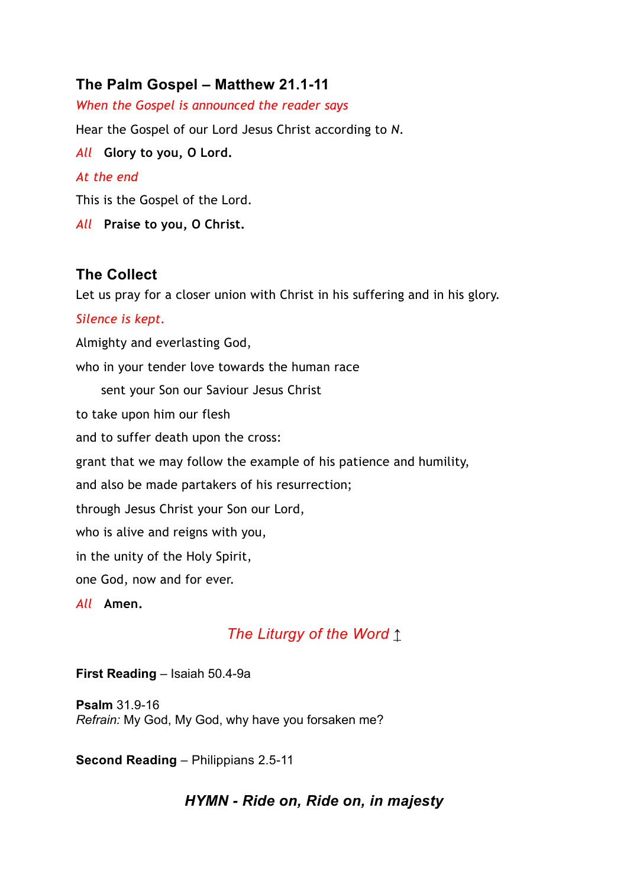## The Palm Gospel – Matthew 21.1-11

*When the Gospel is announced the reader says*

Hear the Gospel of our Lord Jesus Christ according to *N*.

*All* **Glory to you, O Lord.**

*At the end*

This is the Gospel of the Lord.

*All* **Praise to you, O Christ.**

## The Collect

Let us pray for a closer union with Christ in his suffering and in his glory.

*Silence is kept.*

Almighty and everlasting God,
who in your tender love towards the human race
 sent your Son our Saviour Jesus Christ
to take upon him our flesh
and to suffer death upon the cross:
grant that we may follow the example of his patience and humility,
and also be made partakers of his resurrection;
through Jesus Christ your Son our Lord,
who is alive and reigns with you,
in the unity of the Holy Spirit,
one God, now and for ever.

*All* **Amen.**

### *The Liturgy of the Word* ↥

**First Reading** – Isaiah 50.4-9a

**Psalm** 31.9-16
*Refrain:* My God, My God, why have you forsaken me?

**Second Reading** – Philippians 2.5-11

### ***HYMN - Ride on, Ride on, in majesty***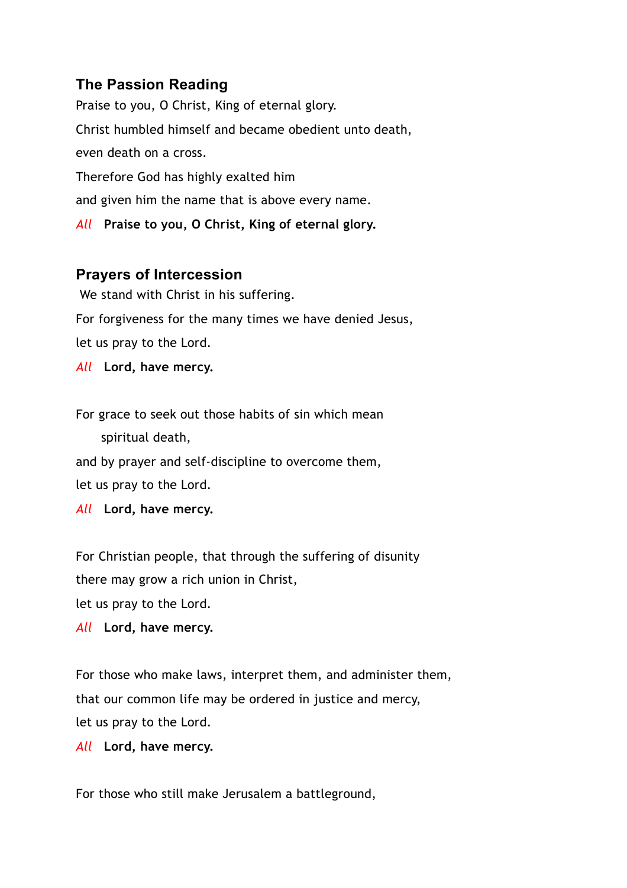### The Passion Reading

Praise to you, O Christ, King of eternal glory.

Christ humbled himself and became obedient unto death,

even death on a cross.

Therefore God has highly exalted him

and given him the name that is above every name.

*All* **Praise to you, O Christ, King of eternal glory.**

### Prayers of Intercession

We stand with Christ in his suffering.

For forgiveness for the many times we have denied Jesus,

let us pray to the Lord.

*All* **Lord, have mercy.**

For grace to seek out those habits of sin which mean
  spiritual death,

and by prayer and self-discipline to overcome them,

let us pray to the Lord.

*All* **Lord, have mercy.**

For Christian people, that through the suffering of disunity

there may grow a rich union in Christ,

let us pray to the Lord.

*All* **Lord, have mercy.**

For those who make laws, interpret them, and administer them,

that our common life may be ordered in justice and mercy,

let us pray to the Lord.

*All* **Lord, have mercy.**

For those who still make Jerusalem a battleground,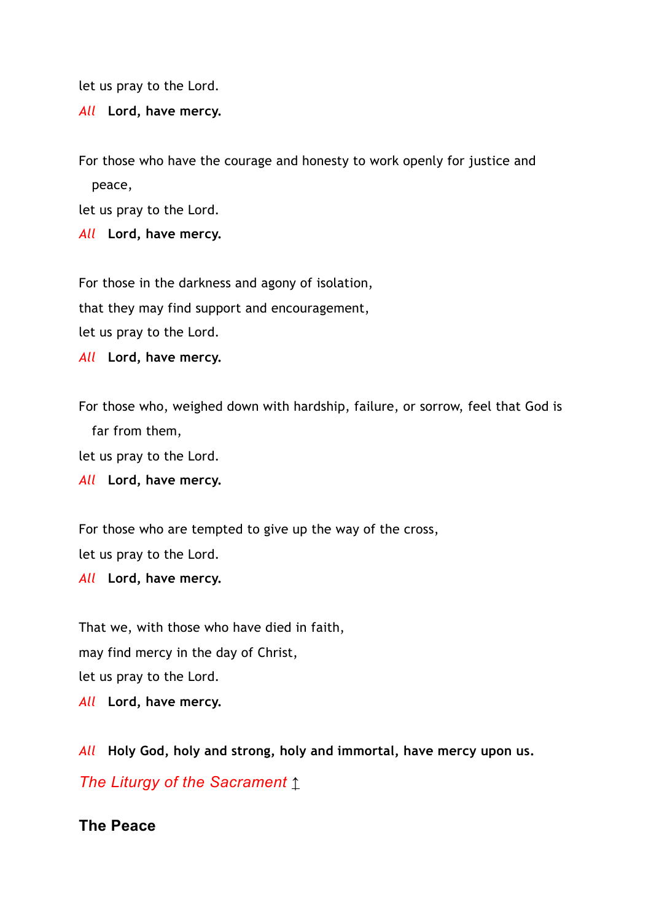let us pray to the Lord.

*All* **Lord, have mercy.**

For those who have the courage and honesty to work openly for justice and peace,

let us pray to the Lord.

*All* **Lord, have mercy.**

For those in the darkness and agony of isolation,

that they may find support and encouragement,

let us pray to the Lord.

*All* **Lord, have mercy.**

For those who, weighed down with hardship, failure, or sorrow, feel that God is far from them,

let us pray to the Lord.

*All* **Lord, have mercy.**

For those who are tempted to give up the way of the cross,

let us pray to the Lord.

*All* **Lord, have mercy.**

That we, with those who have died in faith,

may find mercy in the day of Christ,

let us pray to the Lord.

*All* **Lord, have mercy.**

*All* **Holy God, holy and strong, holy and immortal, have mercy upon us.**

*The Liturgy of the Sacrament* ↥

## The Peace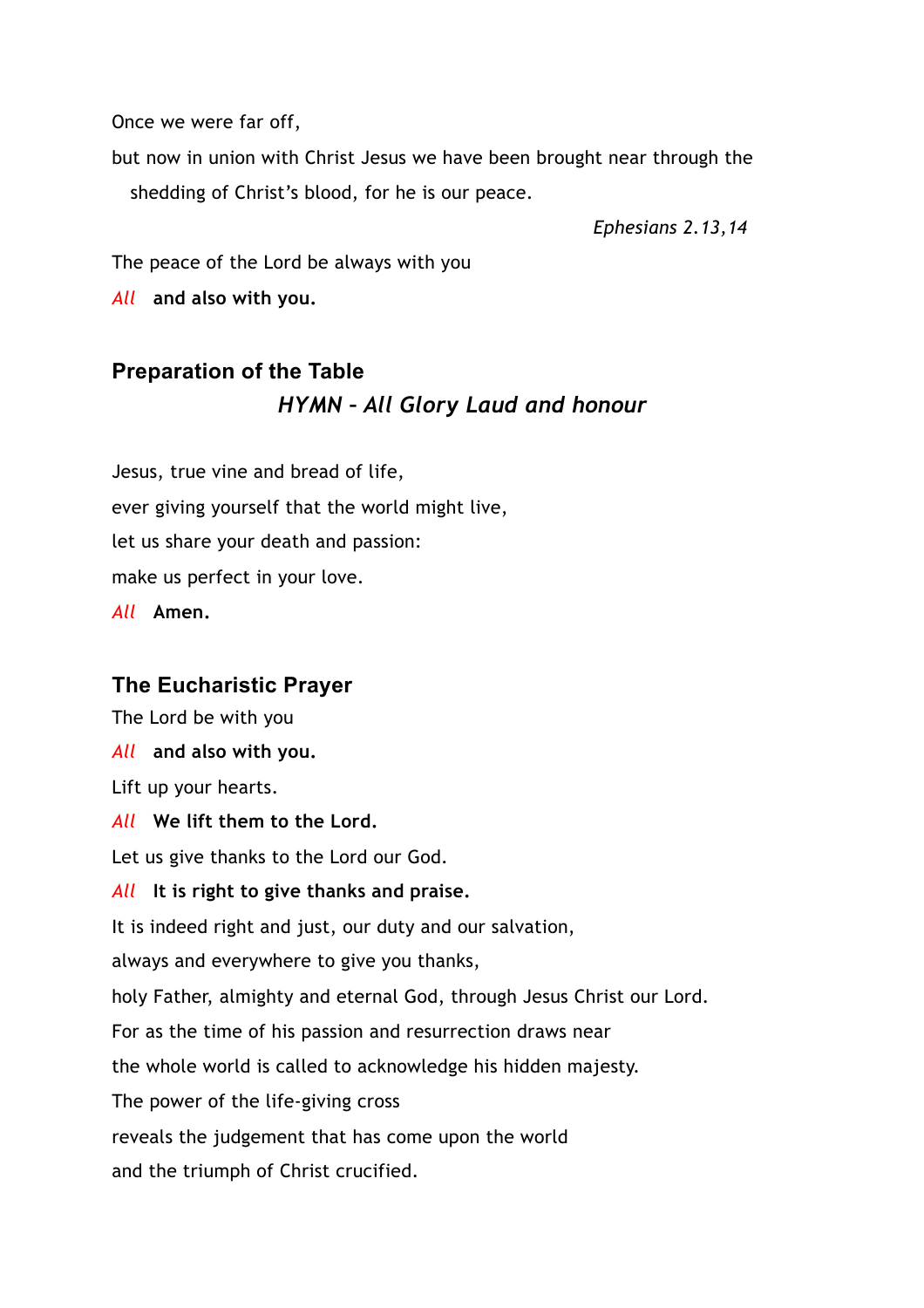Once we were far off,

but now in union with Christ Jesus we have been brought near through the shedding of Christ's blood, for he is our peace.

*Ephesians 2.13,14*

The peace of the Lord be always with you

*All* **and also with you.**

## Preparation of the Table

### *HYMN – All Glory Laud and honour*

Jesus, true vine and bread of life,

ever giving yourself that the world might live,

let us share your death and passion:

make us perfect in your love.

*All* **Amen.**

## The Eucharistic Prayer

The Lord be with you

*All* **and also with you.**

Lift up your hearts.

*All* **We lift them to the Lord.**

Let us give thanks to the Lord our God.

*All* **It is right to give thanks and praise.**

It is indeed right and just, our duty and our salvation,

always and everywhere to give you thanks,

holy Father, almighty and eternal God, through Jesus Christ our Lord.

For as the time of his passion and resurrection draws near

the whole world is called to acknowledge his hidden majesty.

The power of the life-giving cross

reveals the judgement that has come upon the world

and the triumph of Christ crucified.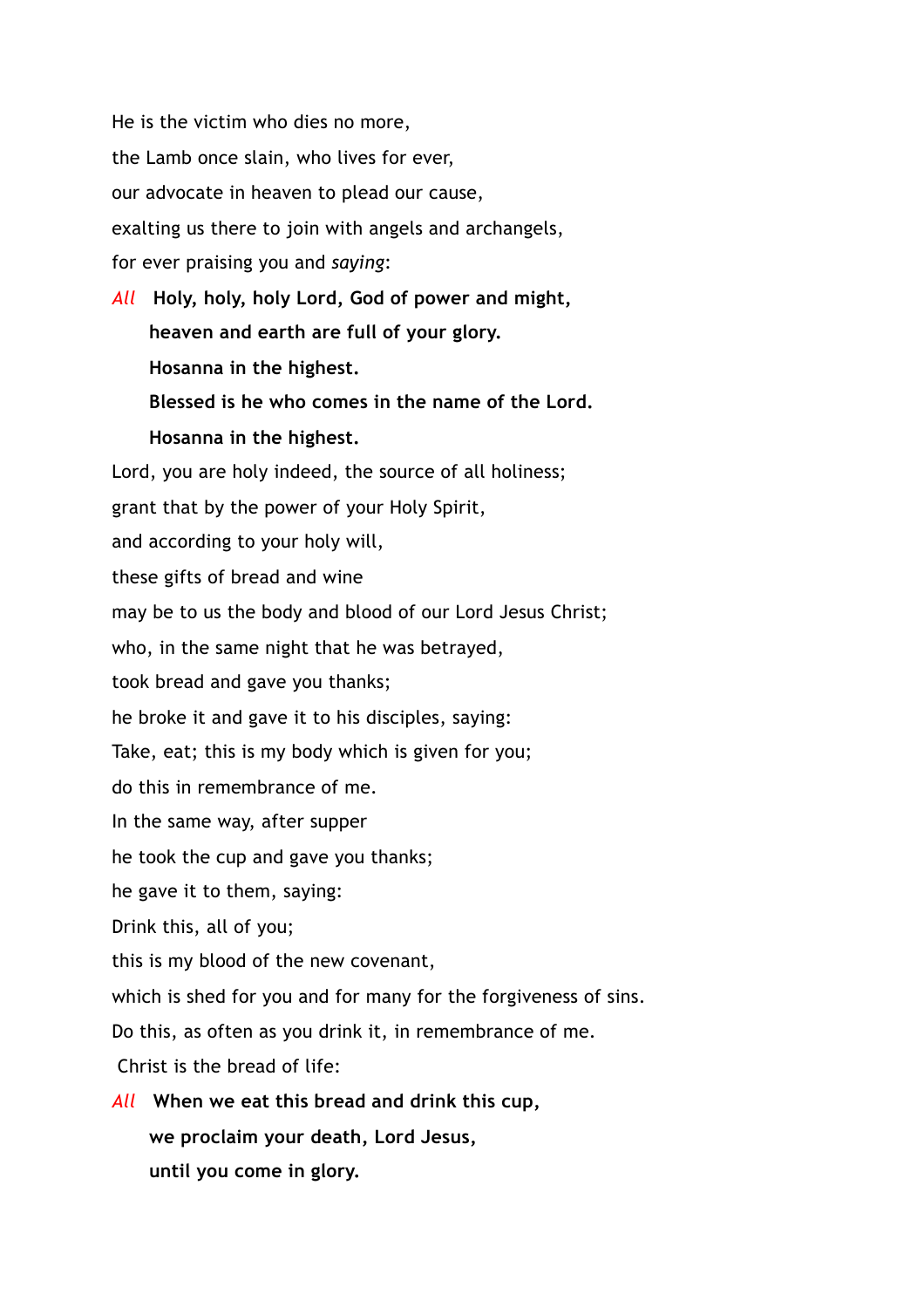He is the victim who dies no more,
the Lamb once slain, who lives for ever,
our advocate in heaven to plead our cause,
exalting us there to join with angels and archangels,
for ever praising you and *saying*:

*All* **Holy, holy, holy Lord, God of power and might,**
**heaven and earth are full of your glory.**
**Hosanna in the highest.**
**Blessed is he who comes in the name of the Lord.**
**Hosanna in the highest.**

Lord, you are holy indeed, the source of all holiness;
grant that by the power of your Holy Spirit,
and according to your holy will,
these gifts of bread and wine
may be to us the body and blood of our Lord Jesus Christ;
who, in the same night that he was betrayed,
took bread and gave you thanks;
he broke it and gave it to his disciples, saying:
Take, eat; this is my body which is given for you;
do this in remembrance of me.
In the same way, after supper
he took the cup and gave you thanks;
he gave it to them, saying:
Drink this, all of you;
this is my blood of the new covenant,
which is shed for you and for many for the forgiveness of sins.
Do this, as often as you drink it, in remembrance of me.
Christ is the bread of life:

*All* **When we eat this bread and drink this cup,**
**we proclaim your death, Lord Jesus,**
**until you come in glory.**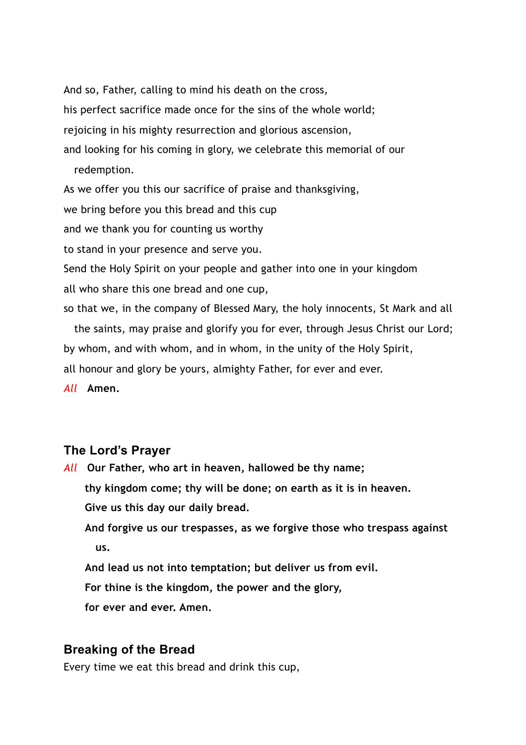And so, Father, calling to mind his death on the cross,
his perfect sacrifice made once for the sins of the whole world;
rejoicing in his mighty resurrection and glorious ascension,
and looking for his coming in glory, we celebrate this memorial of our redemption.
As we offer you this our sacrifice of praise and thanksgiving,
we bring before you this bread and this cup
and we thank you for counting us worthy
to stand in your presence and serve you.
Send the Holy Spirit on your people and gather into one in your kingdom
all who share this one bread and one cup,
so that we, in the company of Blessed Mary, the holy innocents, St Mark and all the saints, may praise and glorify you for ever, through Jesus Christ our Lord;
by whom, and with whom, and in whom, in the unity of the Holy Spirit,
all honour and glory be yours, almighty Father, for ever and ever.
*All* **Amen.**

### The Lord's Prayer

*All* **Our Father, who art in heaven, hallowed be thy name;**
**thy kingdom come; thy will be done; on earth as it is in heaven.**
**Give us this day our daily bread.**
**And forgive us our trespasses, as we forgive those who trespass against us.**
**And lead us not into temptation; but deliver us from evil.**
**For thine is the kingdom, the power and the glory,**
**for ever and ever. Amen.**

### Breaking of the Bread

Every time we eat this bread and drink this cup,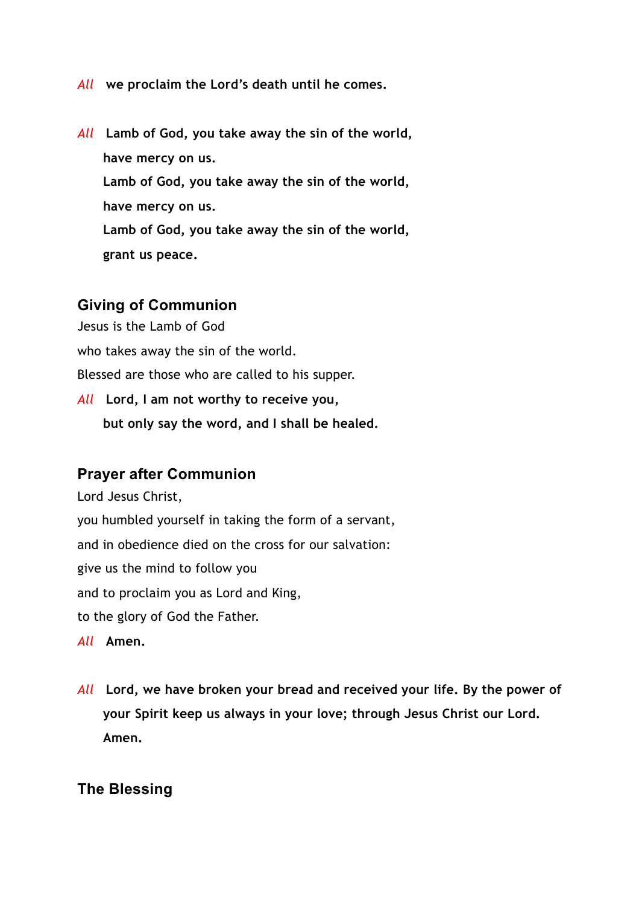*All* **we proclaim the Lord's death until he comes.**

*All* **Lamb of God, you take away the sin of the world,**
**have mercy on us.**
**Lamb of God, you take away the sin of the world,**
**have mercy on us.**
**Lamb of God, you take away the sin of the world,**
**grant us peace.**

## Giving of Communion

Jesus is the Lamb of God
who takes away the sin of the world.
Blessed are those who are called to his supper.

*All* **Lord, I am not worthy to receive you,**
**but only say the word, and I shall be healed.**

## Prayer after Communion

Lord Jesus Christ,
you humbled yourself in taking the form of a servant,
and in obedience died on the cross for our salvation:
give us the mind to follow you
and to proclaim you as Lord and King,
to the glory of God the Father.

*All* **Amen.**

*All* **Lord, we have broken your bread and received your life. By the power of your Spirit keep us always in your love; through Jesus Christ our Lord. Amen.**

## The Blessing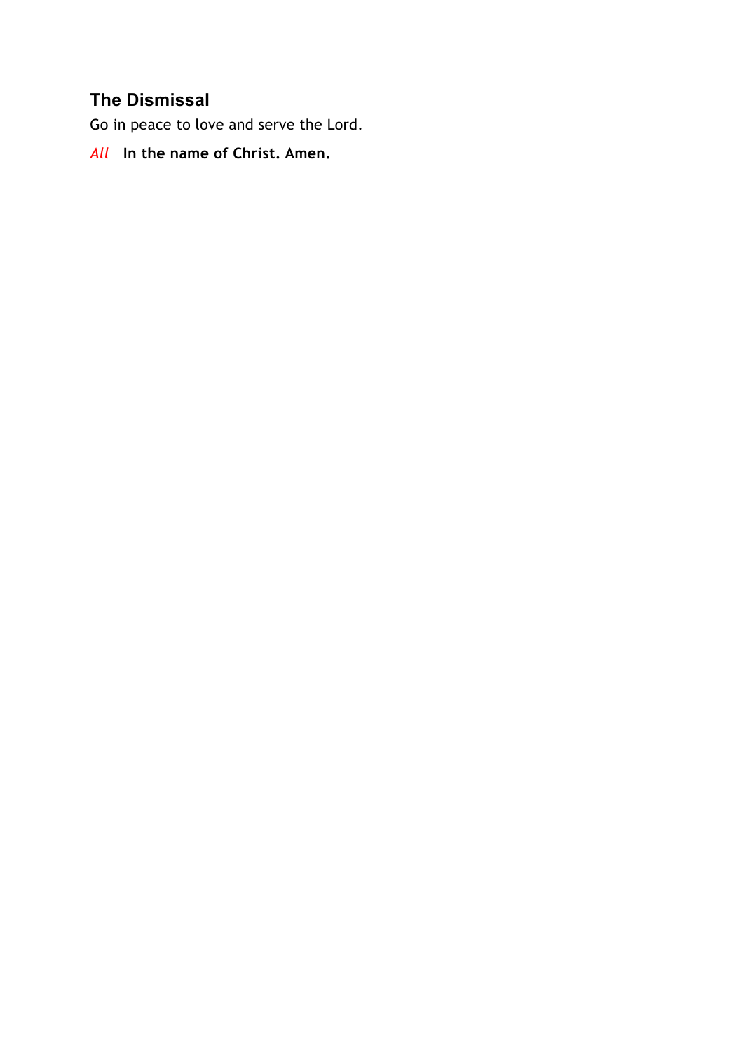## The Dismissal

Go in peace to love and serve the Lord.

*All* **In the name of Christ. Amen.**